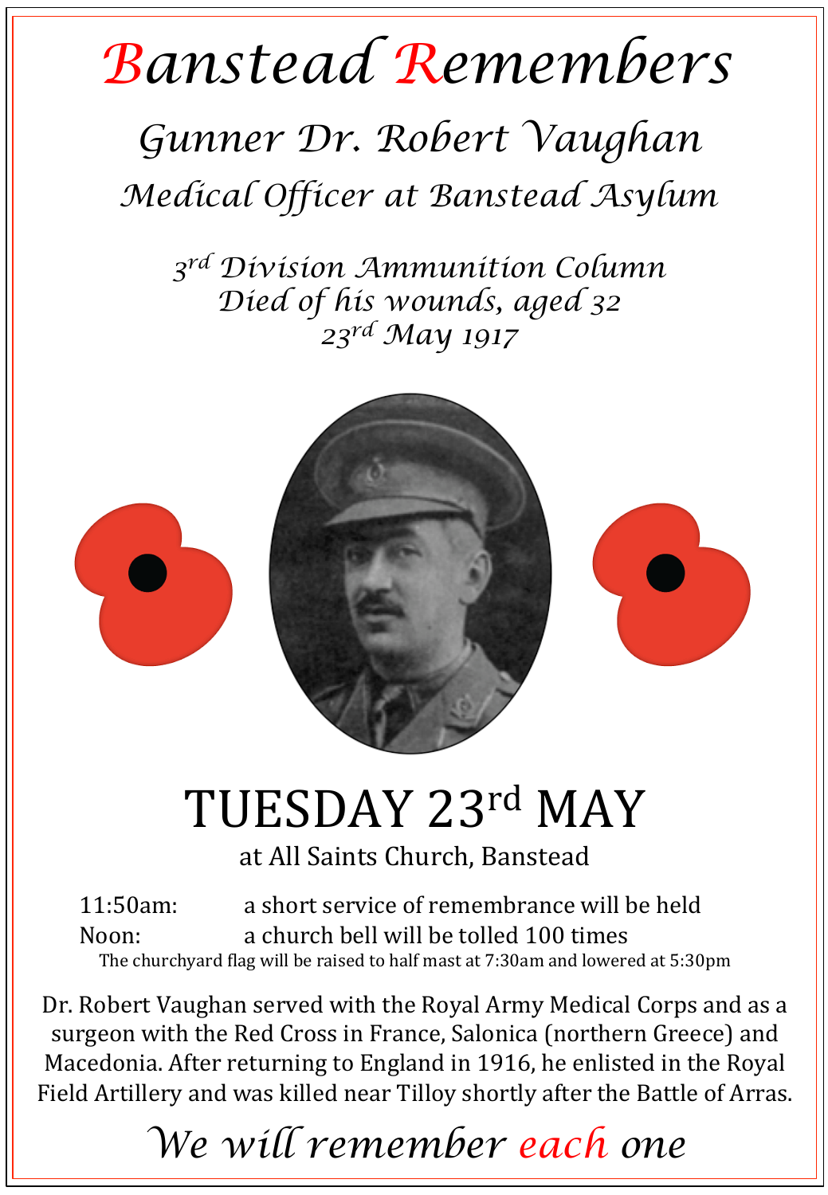# *Banstead Remembers*

## *Gunner Dr. Robert Vaughan*

### *Medical Officer at Banstead Asylum*

*3rd Division Ammunition Column*
*Died of his wounds, aged 32*
*23rd May 1917*

# TUESDAY 23rd MAY

at All Saints Church, Banstead

11:50am: a short service of remembrance will be held
Noon: a church bell will be tolled 100 times

The churchyard flag will be raised to half mast at 7:30am and lowered at 5:30pm

Dr. Robert Vaughan served with the Royal Army Medical Corps and as a surgeon with the Red Cross in France, Salonica (northern Greece) and Macedonia. After returning to England in 1916, he enlisted in the Royal Field Artillery and was killed near Tilloy shortly after the Battle of Arras.

*We will remember each one*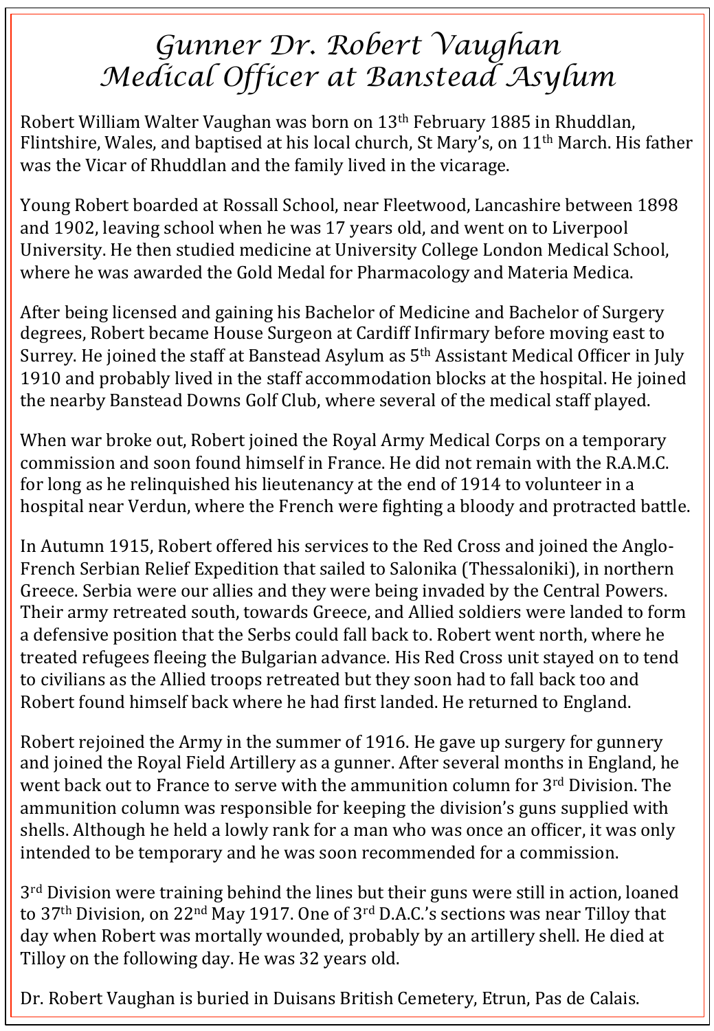# *Gunner Dr. Robert Vaughan Medical Officer at Banstead Asylum*

Robert William Walter Vaughan was born on 13th February 1885 in Rhuddlan, Flintshire, Wales, and baptised at his local church, St Mary's, on 11th March. His father was the Vicar of Rhuddlan and the family lived in the vicarage.

Young Robert boarded at Rossall School, near Fleetwood, Lancashire between 1898 and 1902, leaving school when he was 17 years old, and went on to Liverpool University. He then studied medicine at University College London Medical School, where he was awarded the Gold Medal for Pharmacology and Materia Medica.

After being licensed and gaining his Bachelor of Medicine and Bachelor of Surgery degrees, Robert became House Surgeon at Cardiff Infirmary before moving east to Surrey. He joined the staff at Banstead Asylum as 5th Assistant Medical Officer in July 1910 and probably lived in the staff accommodation blocks at the hospital. He joined the nearby Banstead Downs Golf Club, where several of the medical staff played.

When war broke out, Robert joined the Royal Army Medical Corps on a temporary commission and soon found himself in France. He did not remain with the R.A.M.C. for long as he relinquished his lieutenancy at the end of 1914 to volunteer in a hospital near Verdun, where the French were fighting a bloody and protracted battle.

In Autumn 1915, Robert offered his services to the Red Cross and joined the Anglo-French Serbian Relief Expedition that sailed to Salonika (Thessaloniki), in northern Greece. Serbia were our allies and they were being invaded by the Central Powers. Their army retreated south, towards Greece, and Allied soldiers were landed to form a defensive position that the Serbs could fall back to. Robert went north, where he treated refugees fleeing the Bulgarian advance. His Red Cross unit stayed on to tend to civilians as the Allied troops retreated but they soon had to fall back too and Robert found himself back where he had first landed. He returned to England.

Robert rejoined the Army in the summer of 1916. He gave up surgery for gunnery and joined the Royal Field Artillery as a gunner. After several months in England, he went back out to France to serve with the ammunition column for 3rd Division. The ammunition column was responsible for keeping the division's guns supplied with shells. Although he held a lowly rank for a man who was once an officer, it was only intended to be temporary and he was soon recommended for a commission.

3rd Division were training behind the lines but their guns were still in action, loaned to 37th Division, on 22nd May 1917. One of 3rd D.A.C.'s sections was near Tilloy that day when Robert was mortally wounded, probably by an artillery shell. He died at Tilloy on the following day. He was 32 years old.

Dr. Robert Vaughan is buried in Duisans British Cemetery, Etrun, Pas de Calais.